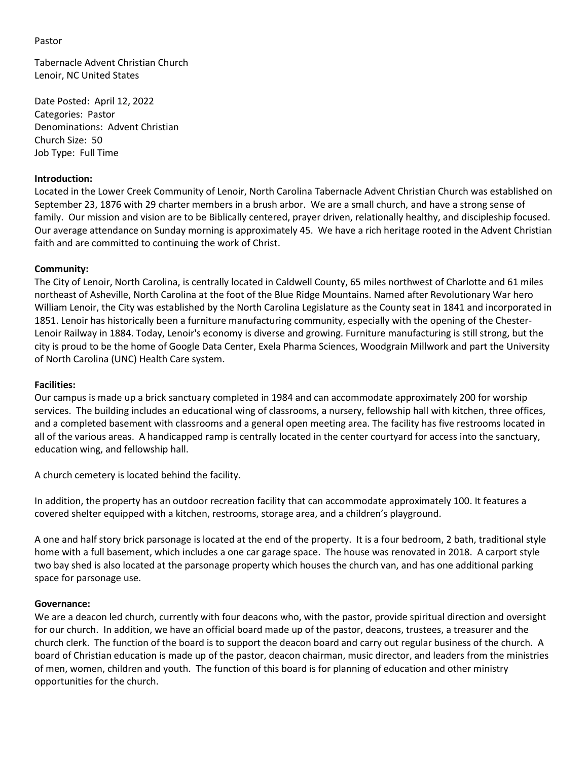Pastor

Tabernacle Advent Christian Church
Lenoir, NC United States

Date Posted: April 12, 2022
Categories: Pastor
Denominations: Advent Christian
Church Size: 50
Job Type: Full Time

**Introduction:**
Located in the Lower Creek Community of Lenoir, North Carolina Tabernacle Advent Christian Church was established on September 23, 1876 with 29 charter members in a brush arbor. We are a small church, and have a strong sense of family. Our mission and vision are to be Biblically centered, prayer driven, relationally healthy, and discipleship focused. Our average attendance on Sunday morning is approximately 45. We have a rich heritage rooted in the Advent Christian faith and are committed to continuing the work of Christ.

**Community:**
The City of Lenoir, North Carolina, is centrally located in Caldwell County, 65 miles northwest of Charlotte and 61 miles northeast of Asheville, North Carolina at the foot of the Blue Ridge Mountains. Named after Revolutionary War hero William Lenoir, the City was established by the North Carolina Legislature as the County seat in 1841 and incorporated in 1851. Lenoir has historically been a furniture manufacturing community, especially with the opening of the Chester-Lenoir Railway in 1884. Today, Lenoir's economy is diverse and growing. Furniture manufacturing is still strong, but the city is proud to be the home of Google Data Center, Exela Pharma Sciences, Woodgrain Millwork and part the University of North Carolina (UNC) Health Care system.

**Facilities:**
Our campus is made up a brick sanctuary completed in 1984 and can accommodate approximately 200 for worship services. The building includes an educational wing of classrooms, a nursery, fellowship hall with kitchen, three offices, and a completed basement with classrooms and a general open meeting area. The facility has five restrooms located in all of the various areas. A handicapped ramp is centrally located in the center courtyard for access into the sanctuary, education wing, and fellowship hall.

A church cemetery is located behind the facility.

In addition, the property has an outdoor recreation facility that can accommodate approximately 100. It features a covered shelter equipped with a kitchen, restrooms, storage area, and a children's playground.

A one and half story brick parsonage is located at the end of the property. It is a four bedroom, 2 bath, traditional style home with a full basement, which includes a one car garage space. The house was renovated in 2018. A carport style two bay shed is also located at the parsonage property which houses the church van, and has one additional parking space for parsonage use.

**Governance:**
We are a deacon led church, currently with four deacons who, with the pastor, provide spiritual direction and oversight for our church. In addition, we have an official board made up of the pastor, deacons, trustees, a treasurer and the church clerk. The function of the board is to support the deacon board and carry out regular business of the church. A board of Christian education is made up of the pastor, deacon chairman, music director, and leaders from the ministries of men, women, children and youth. The function of this board is for planning of education and other ministry opportunities for the church.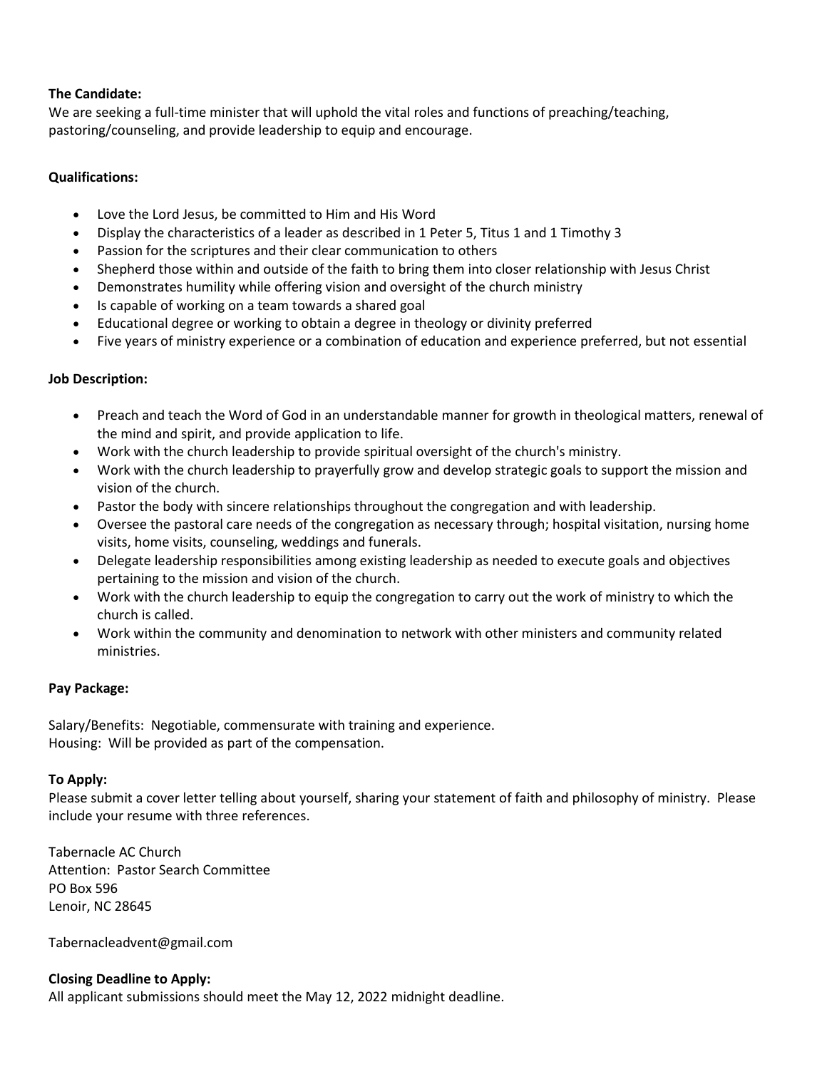**The Candidate:**
We are seeking a full-time minister that will uphold the vital roles and functions of preaching/teaching, pastoring/counseling, and provide leadership to equip and encourage.

**Qualifications:**

- Love the Lord Jesus, be committed to Him and His Word
- Display the characteristics of a leader as described in 1 Peter 5, Titus 1 and 1 Timothy 3
- Passion for the scriptures and their clear communication to others
- Shepherd those within and outside of the faith to bring them into closer relationship with Jesus Christ
- Demonstrates humility while offering vision and oversight of the church ministry
- Is capable of working on a team towards a shared goal
- Educational degree or working to obtain a degree in theology or divinity preferred
- Five years of ministry experience or a combination of education and experience preferred, but not essential

**Job Description:**

- Preach and teach the Word of God in an understandable manner for growth in theological matters, renewal of the mind and spirit, and provide application to life.
- Work with the church leadership to provide spiritual oversight of the church's ministry.
- Work with the church leadership to prayerfully grow and develop strategic goals to support the mission and vision of the church.
- Pastor the body with sincere relationships throughout the congregation and with leadership.
- Oversee the pastoral care needs of the congregation as necessary through; hospital visitation, nursing home visits, home visits, counseling, weddings and funerals.
- Delegate leadership responsibilities among existing leadership as needed to execute goals and objectives pertaining to the mission and vision of the church.
- Work with the church leadership to equip the congregation to carry out the work of ministry to which the church is called.
- Work within the community and denomination to network with other ministers and community related ministries.

**Pay Package:**

Salary/Benefits: Negotiable, commensurate with training and experience.
Housing: Will be provided as part of the compensation.

**To Apply:**
Please submit a cover letter telling about yourself, sharing your statement of faith and philosophy of ministry. Please include your resume with three references.

Tabernacle AC Church
Attention: Pastor Search Committee
PO Box 596
Lenoir, NC 28645

Tabernacleadvent@gmail.com

**Closing Deadline to Apply:**
All applicant submissions should meet the May 12, 2022 midnight deadline.